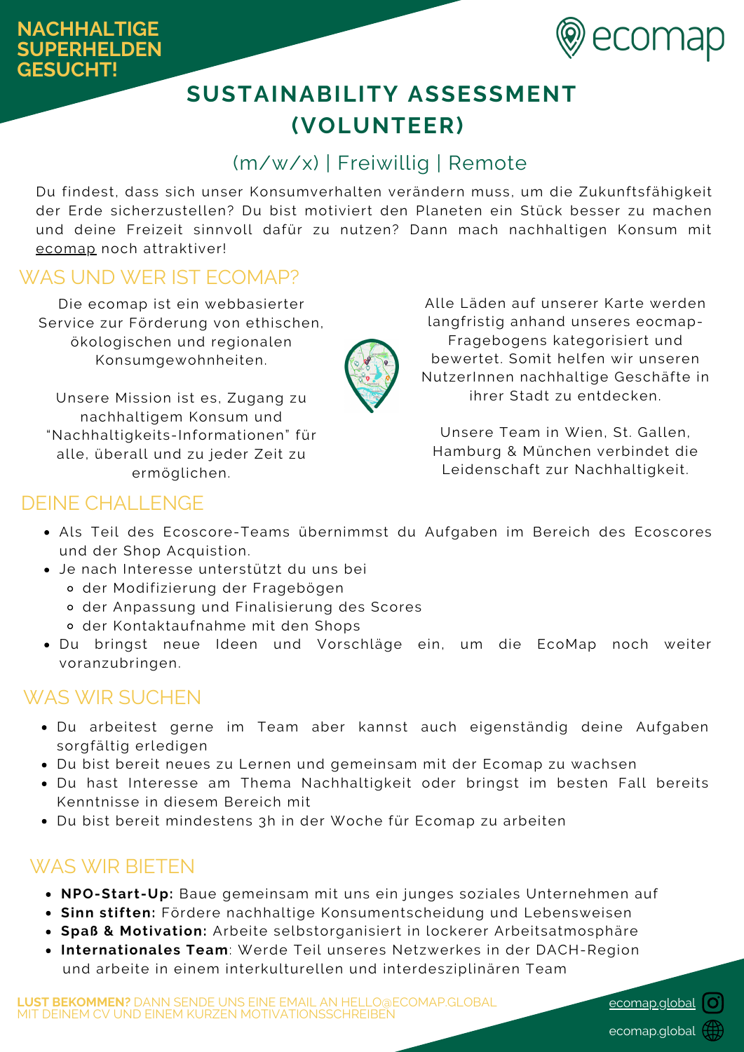**NACHHALTIGE SUPERHELDEN GESUCHT!**

ecomap

# SUSTAINABILITY ASSESSMENT (VOLUNTEER)

(m/w/x) | Freiwillig | Remote

Du findest, dass sich unser Konsumverhalten verändern muss, um die Zukunftsfähigkeit der Erde sicherzustellen? Du bist motiviert den Planeten ein Stück besser zu machen und deine Freizeit sinnvoll dafür zu nutzen? Dann mach nachhaltigen Konsum mit ecomap noch attraktiver!

## WAS UND WER IST ECOMAP?

Die ecomap ist ein webbasierter Service zur Förderung von ethischen, ökologischen und regionalen Konsumgewohnheiten.

Unsere Mission ist es, Zugang zu nachhaltigem Konsum und "Nachhaltigkeits-Informationen" für alle, überall und zu jeder Zeit zu ermöglichen.

Alle Läden auf unserer Karte werden langfristig anhand unseres eocmap-Fragebogens kategorisiert und bewertet. Somit helfen wir unseren NutzerInnen nachhaltige Geschäfte in ihrer Stadt zu entdecken.

Unsere Team in Wien, St. Gallen, Hamburg & München verbindet die Leidenschaft zur Nachhaltigkeit.

## DEINE CHALLENGE

- Als Teil des Ecoscore-Teams übernimmst du Aufgaben im Bereich des Ecoscores und der Shop Acquistion.
- Je nach Interesse unterstützt du uns bei
  - der Modifizierung der Fragebögen
  - der Anpassung und Finalisierung des Scores
  - der Kontaktaufnahme mit den Shops
- Du bringst neue Ideen und Vorschläge ein, um die EcoMap noch weiter voranzubringen.

## WAS WIR SUCHEN

- Du arbeitest gerne im Team aber kannst auch eigenständig deine Aufgaben sorgfältig erledigen
- Du bist bereit neues zu Lernen und gemeinsam mit der Ecomap zu wachsen
- Du hast Interesse am Thema Nachhaltigkeit oder bringst im besten Fall bereits Kenntnisse in diesem Bereich mit
- Du bist bereit mindestens 3h in der Woche für Ecomap zu arbeiten

## WAS WIR BIETEN

- **NPO-Start-Up:** Baue gemeinsam mit uns ein junges soziales Unternehmen auf
- **Sinn stiften:** Fördere nachhaltige Konsumentscheidung und Lebensweisen
- **Spaß & Motivation:** Arbeite selbstorganisiert in lockerer Arbeitsatmosphäre
- **Internationales Team**: Werde Teil unseres Netzwerkes in der DACH-Region und arbeite in einem interkulturellen und interdesziplinären Team

**LUST BEKOMMEN?** DANN SENDE UNS EINE EMAIL AN HELLO@ECOMAP.GLOBAL MIT DEINEM CV UND EINEM KURZEN MOTIVATIONSSCHREIBEN

ecomap.global

ecomap.global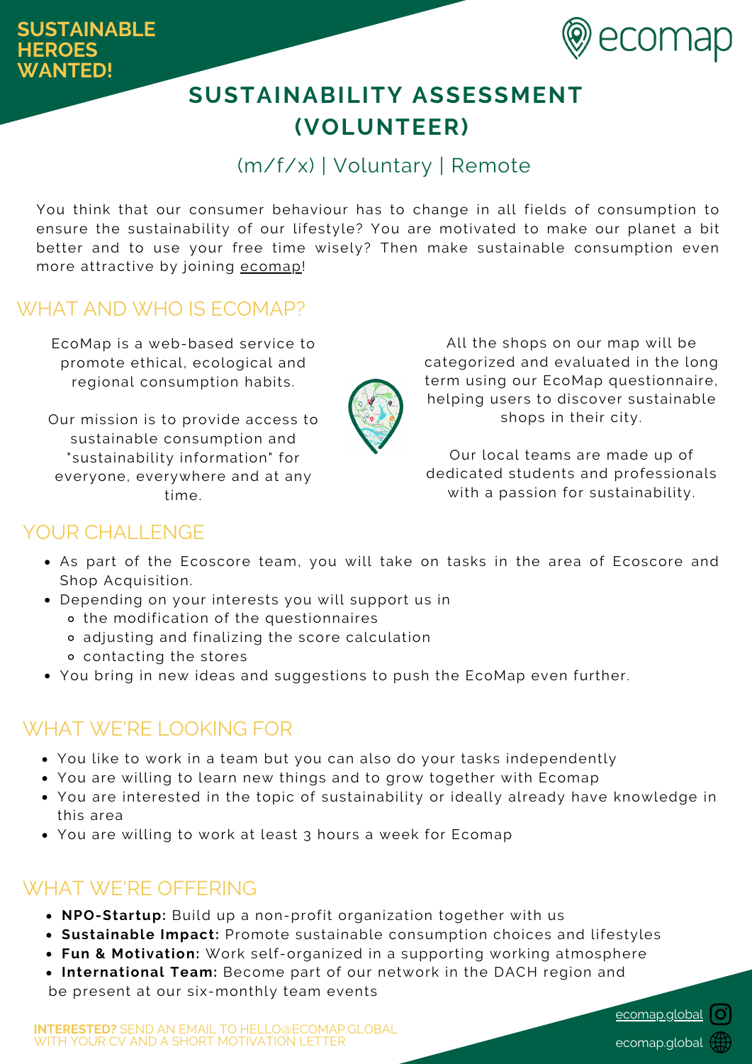**SUSTAINABLE HEROES WANTED!**

ecomap

# SUSTAINABILITY ASSESSMENT (VOLUNTEER)

(m/f/x) | Voluntary | Remote

You think that our consumer behaviour has to change in all fields of consumption to ensure the sustainability of our lifestyle? You are motivated to make our planet a bit better and to use your free time wisely? Then make sustainable consumption even more attractive by joining ecomap!

## WHAT AND WHO IS ECOMAP?

EcoMap is a web-based service to promote ethical, ecological and regional consumption habits.

Our mission is to provide access to sustainable consumption and "sustainability information" for everyone, everywhere and at any time.

All the shops on our map will be categorized and evaluated in the long term using our EcoMap questionnaire, helping users to discover sustainable shops in their city.

Our local teams are made up of dedicated students and professionals with a passion for sustainability.

## YOUR CHALLENGE

- As part of the Ecoscore team, you will take on tasks in the area of Ecoscore and Shop Acquisition.
- Depending on your interests you will support us in
  - the modification of the questionnaires
  - adjusting and finalizing the score calculation
  - contacting the stores
- You bring in new ideas and suggestions to push the EcoMap even further.

## WHAT WE'RE LOOKING FOR

- You like to work in a team but you can also do your tasks independently
- You are willing to learn new things and to grow together with Ecomap
- You are interested in the topic of sustainability or ideally already have knowledge in this area
- You are willing to work at least 3 hours a week for Ecomap

## WHAT WE'RE OFFERING

- **NPO-Startup:** Build up a non-profit organization together with us
- **Sustainable Impact:** Promote sustainable consumption choices and lifestyles
- **Fun & Motivation:** Work self-organized in a supporting working atmosphere
- **International Team:** Become part of our network in the DACH region and be present at our six-monthly team events

**INTERESTED?** SEND AN EMAIL TO HELLO@ECOMAP.GLOBAL WITH YOUR CV AND A SHORT MOTIVATION LETTER

ecomap.global

ecomap.global